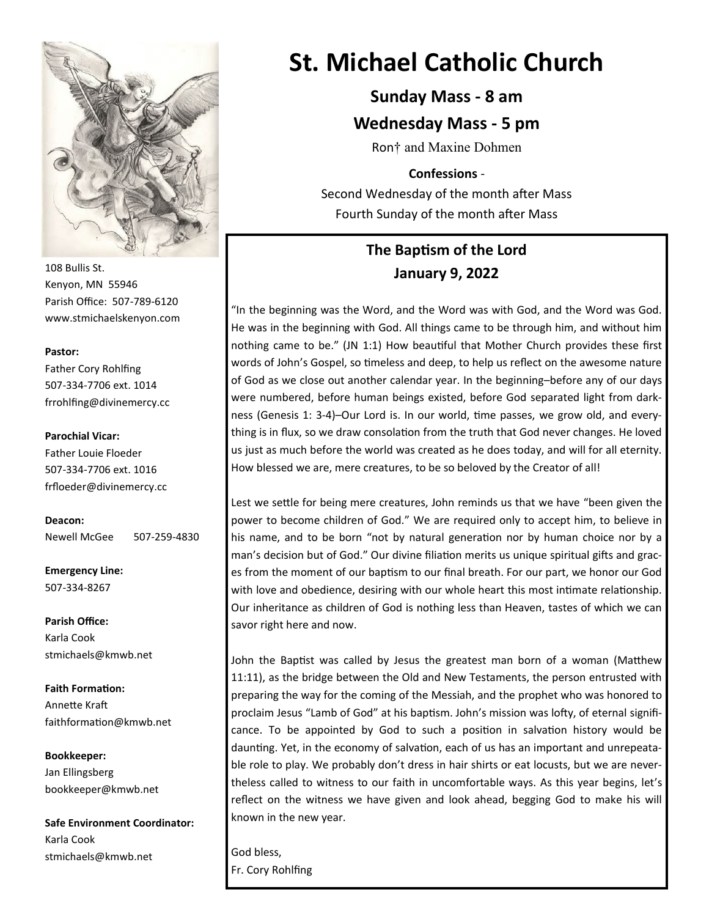# St. Michael Catholic Church

**Sunday Mass - 8 am**

**Wednesday Mass - 5 pm**

Ron† and Maxine Dohmen

**Confessions** -

Second Wednesday of the month after Mass

Fourth Sunday of the month after Mass

108 Bullis St.
Kenyon, MN 55946
Parish Office: 507-789-6120
www.stmichaelskenyon.com

**Pastor:**
Father Cory Rohlfing
507-334-7706 ext. 1014
frrohlfing@divinemercy.cc

**Parochial Vicar:**
Father Louie Floeder
507-334-7706 ext. 1016
frfloeder@divinemercy.cc

**Deacon:**
Newell McGee 507-259-4830

**Emergency Line:**
507-334-8267

**Parish Office:**
Karla Cook
stmichaels@kmwb.net

**Faith Formation:**
Annette Kraft
faithformation@kmwb.net

**Bookkeeper:**
Jan Ellingsberg
bookkeeper@kmwb.net

**Safe Environment Coordinator:**
Karla Cook
stmichaels@kmwb.net

## The Baptism of the Lord
## January 9, 2022

"In the beginning was the Word, and the Word was with God, and the Word was God. He was in the beginning with God. All things came to be through him, and without him nothing came to be." (JN 1:1) How beautiful that Mother Church provides these first words of John's Gospel, so timeless and deep, to help us reflect on the awesome nature of God as we close out another calendar year. In the beginning–before any of our days were numbered, before human beings existed, before God separated light from darkness (Genesis 1: 3-4)–Our Lord is. In our world, time passes, we grow old, and everything is in flux, so we draw consolation from the truth that God never changes. He loved us just as much before the world was created as he does today, and will for all eternity. How blessed we are, mere creatures, to be so beloved by the Creator of all!

Lest we settle for being mere creatures, John reminds us that we have "been given the power to become children of God." We are required only to accept him, to believe in his name, and to be born "not by natural generation nor by human choice nor by a man's decision but of God." Our divine filiation merits us unique spiritual gifts and graces from the moment of our baptism to our final breath. For our part, we honor our God with love and obedience, desiring with our whole heart this most intimate relationship. Our inheritance as children of God is nothing less than Heaven, tastes of which we can savor right here and now.

John the Baptist was called by Jesus the greatest man born of a woman (Matthew 11:11), as the bridge between the Old and New Testaments, the person entrusted with preparing the way for the coming of the Messiah, and the prophet who was honored to proclaim Jesus "Lamb of God" at his baptism. John's mission was lofty, of eternal significance. To be appointed by God to such a position in salvation history would be daunting. Yet, in the economy of salvation, each of us has an important and unrepeatable role to play. We probably don't dress in hair shirts or eat locusts, but we are nevertheless called to witness to our faith in uncomfortable ways. As this year begins, let's reflect on the witness we have given and look ahead, begging God to make his will known in the new year.

God bless,
Fr. Cory Rohlfing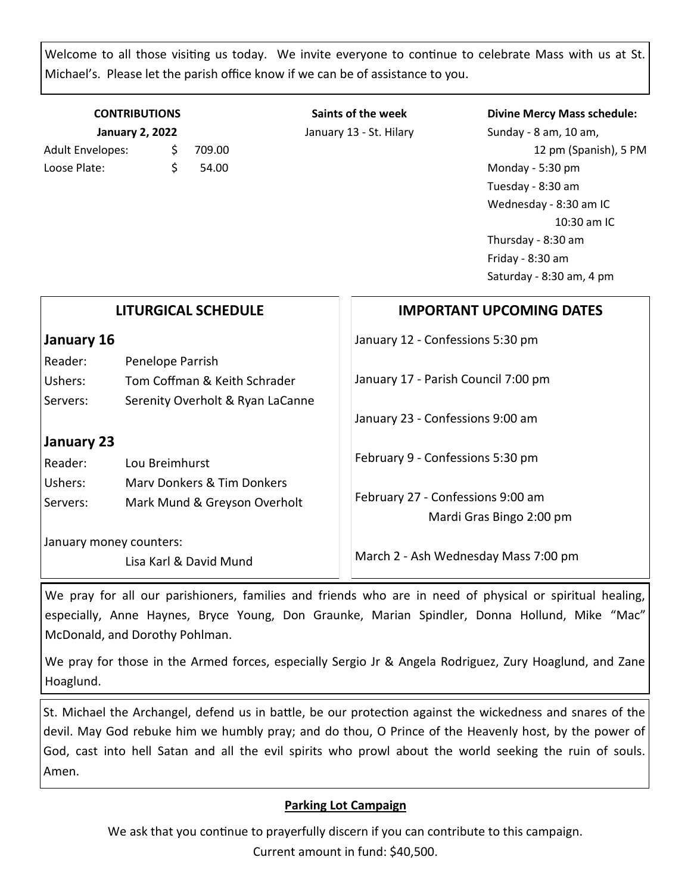Welcome to all those visiting us today. We invite everyone to continue to celebrate Mass with us at St. Michael's. Please let the parish office know if we can be of assistance to you.

**CONTRIBUTIONS**

**January 2, 2022**

| | |
|---|---|
| Adult Envelopes: | $ 709.00 |
| Loose Plate: | $ 54.00 |

**Saints of the week**

January 13 - St. Hilary

**Divine Mercy Mass schedule:**

Sunday - 8 am, 10 am, 12 pm (Spanish), 5 PM
Monday - 5:30 pm
Tuesday - 8:30 am
Wednesday - 8:30 am IC
10:30 am IC
Thursday - 8:30 am
Friday - 8:30 am
Saturday - 8:30 am, 4 pm

## LITURGICAL SCHEDULE

### January 16

| | |
|---|---|
| Reader: | Penelope Parrish |
| Ushers: | Tom Coffman & Keith Schrader |
| Servers: | Serenity Overholt & Ryan LaCanne |

### January 23

| | |
|---|---|
| Reader: | Lou Breimhurst |
| Ushers: | Marv Donkers & Tim Donkers |
| Servers: | Mark Mund & Greyson Overholt |

January money counters:
Lisa Karl & David Mund

## IMPORTANT UPCOMING DATES

January 12 - Confessions 5:30 pm

January 17 - Parish Council 7:00 pm

January 23 - Confessions 9:00 am

February 9 - Confessions 5:30 pm

February 27 - Confessions 9:00 am
Mardi Gras Bingo 2:00 pm

March 2 - Ash Wednesday Mass 7:00 pm

We pray for all our parishioners, families and friends who are in need of physical or spiritual healing, especially, Anne Haynes, Bryce Young, Don Graunke, Marian Spindler, Donna Hollund, Mike "Mac" McDonald, and Dorothy Pohlman.

We pray for those in the Armed forces, especially Sergio Jr & Angela Rodriguez, Zury Hoaglund, and Zane Hoaglund.

St. Michael the Archangel, defend us in battle, be our protection against the wickedness and snares of the devil. May God rebuke him we humbly pray; and do thou, O Prince of the Heavenly host, by the power of God, cast into hell Satan and all the evil spirits who prowl about the world seeking the ruin of souls. Amen.

**Parking Lot Campaign**

We ask that you continue to prayerfully discern if you can contribute to this campaign.
Current amount in fund: $40,500.